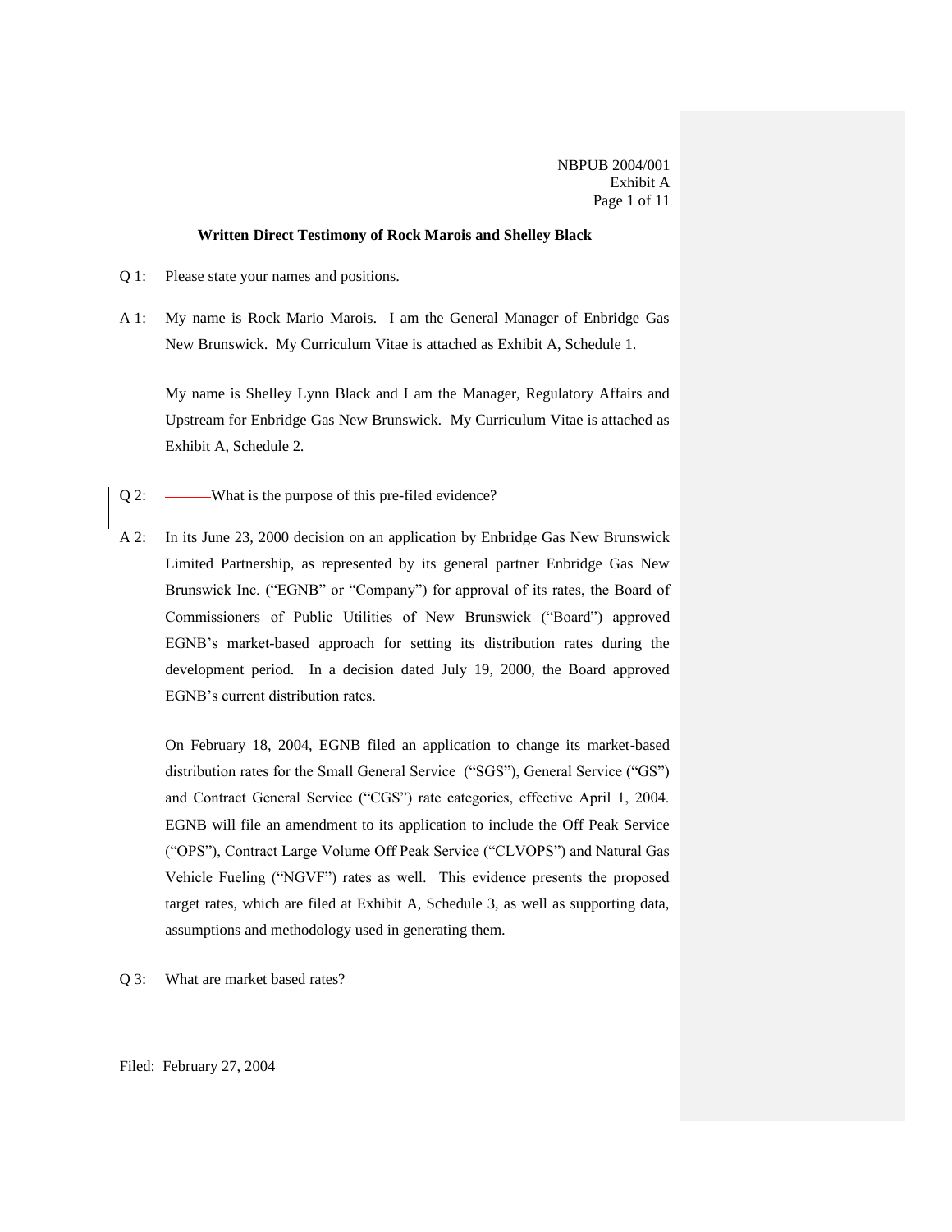NBPUB 2004/001
Exhibit A

## Written Direct Testimony of Rock Marois and Shelley Black

Q 1: Please state your names and positions.

A 1: My name is Rock Mario Marois. I am the General Manager of Enbridge Gas New Brunswick. My Curriculum Vitae is attached as Exhibit A, Schedule 1.

My name is Shelley Lynn Black and I am the Manager, Regulatory Affairs and Upstream for Enbridge Gas New Brunswick. My Curriculum Vitae is attached as Exhibit A, Schedule 2.

Q 2: What is the purpose of this pre-filed evidence?

A 2: In its June 23, 2000 decision on an application by Enbridge Gas New Brunswick Limited Partnership, as represented by its general partner Enbridge Gas New Brunswick Inc. ("EGNB" or "Company") for approval of its rates, the Board of Commissioners of Public Utilities of New Brunswick ("Board") approved EGNB's market-based approach for setting its distribution rates during the development period. In a decision dated July 19, 2000, the Board approved EGNB's current distribution rates.

On February 18, 2004, EGNB filed an application to change its market-based distribution rates for the Small General Service ("SGS"), General Service ("GS") and Contract General Service ("CGS") rate categories, effective April 1, 2004. EGNB will file an amendment to its application to include the Off Peak Service ("OPS"), Contract Large Volume Off Peak Service ("CLVOPS") and Natural Gas Vehicle Fueling ("NGVF") rates as well. This evidence presents the proposed target rates, which are filed at Exhibit A, Schedule 3, as well as supporting data, assumptions and methodology used in generating them.

Q 3: What are market based rates?

Filed: February 27, 2004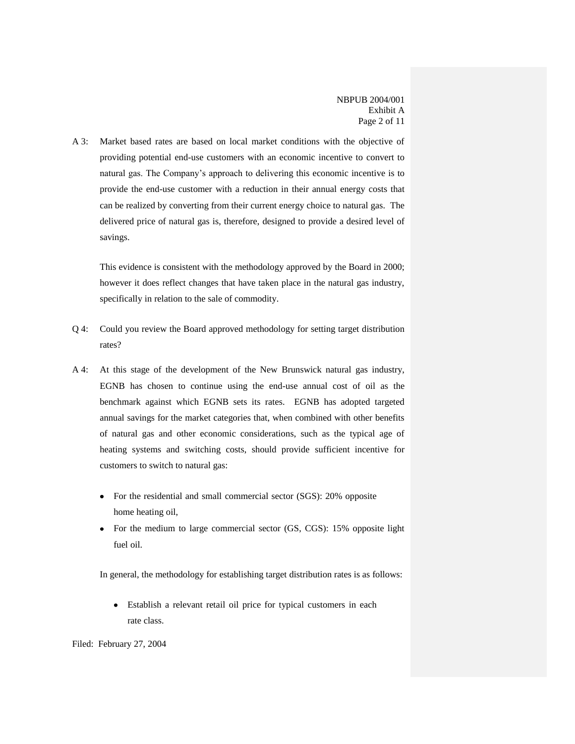A 3: Market based rates are based on local market conditions with the objective of providing potential end-use customers with an economic incentive to convert to natural gas. The Company's approach to delivering this economic incentive is to provide the end-use customer with a reduction in their annual energy costs that can be realized by converting from their current energy choice to natural gas. The delivered price of natural gas is, therefore, designed to provide a desired level of savings.

This evidence is consistent with the methodology approved by the Board in 2000; however it does reflect changes that have taken place in the natural gas industry, specifically in relation to the sale of commodity.

Q 4: Could you review the Board approved methodology for setting target distribution rates?

A 4: At this stage of the development of the New Brunswick natural gas industry, EGNB has chosen to continue using the end-use annual cost of oil as the benchmark against which EGNB sets its rates. EGNB has adopted targeted annual savings for the market categories that, when combined with other benefits of natural gas and other economic considerations, such as the typical age of heating systems and switching costs, should provide sufficient incentive for customers to switch to natural gas:

- For the residential and small commercial sector (SGS): 20% opposite home heating oil,
- For the medium to large commercial sector (GS, CGS): 15% opposite light fuel oil.

In general, the methodology for establishing target distribution rates is as follows:

- Establish a relevant retail oil price for typical customers in each rate class.

Filed: February 27, 2004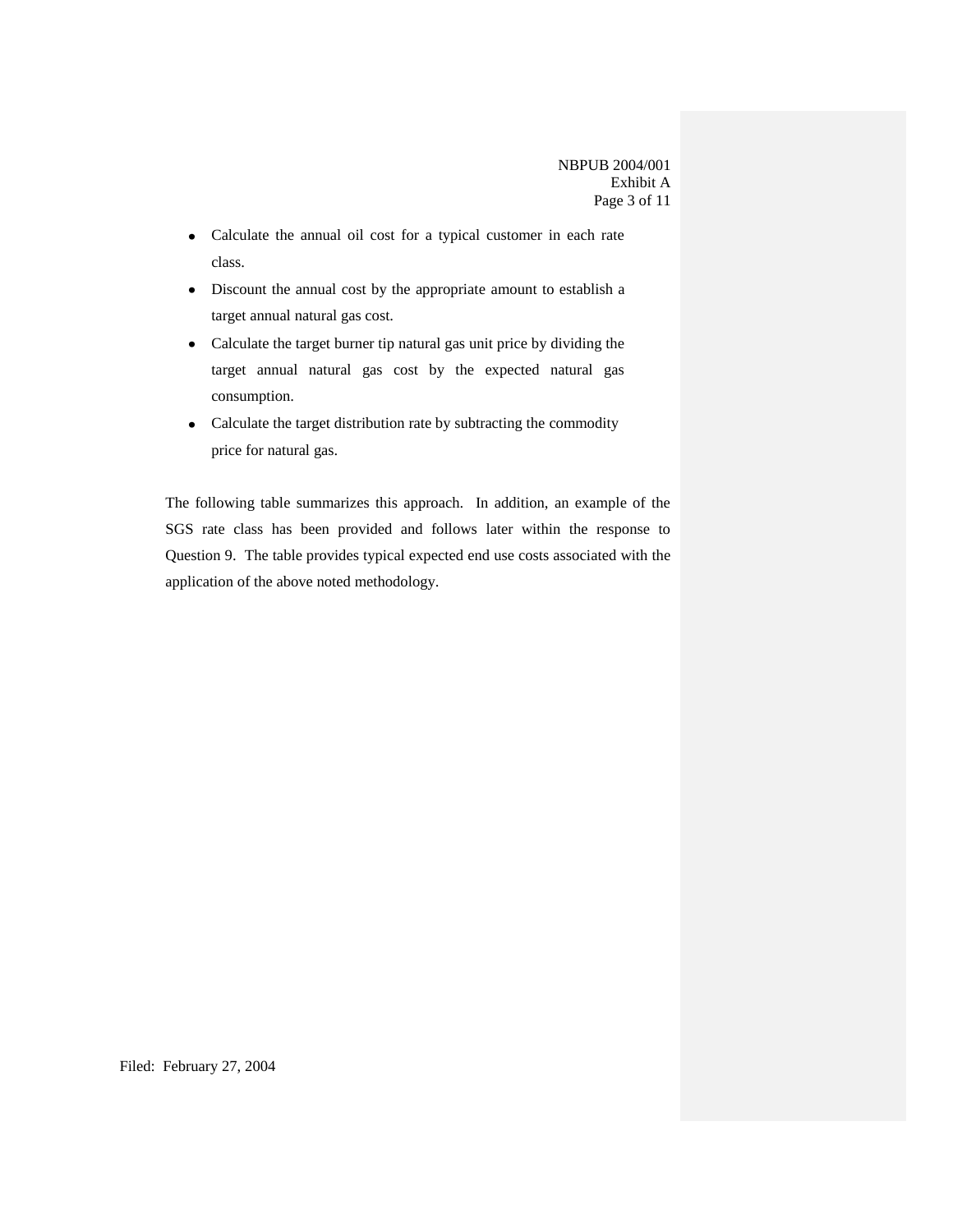- Calculate the annual oil cost for a typical customer in each rate class.
- Discount the annual cost by the appropriate amount to establish a target annual natural gas cost.
- Calculate the target burner tip natural gas unit price by dividing the target annual natural gas cost by the expected natural gas consumption.
- Calculate the target distribution rate by subtracting the commodity price for natural gas.

The following table summarizes this approach. In addition, an example of the SGS rate class has been provided and follows later within the response to Question 9. The table provides typical expected end use costs associated with the application of the above noted methodology.

Filed: February 27, 2004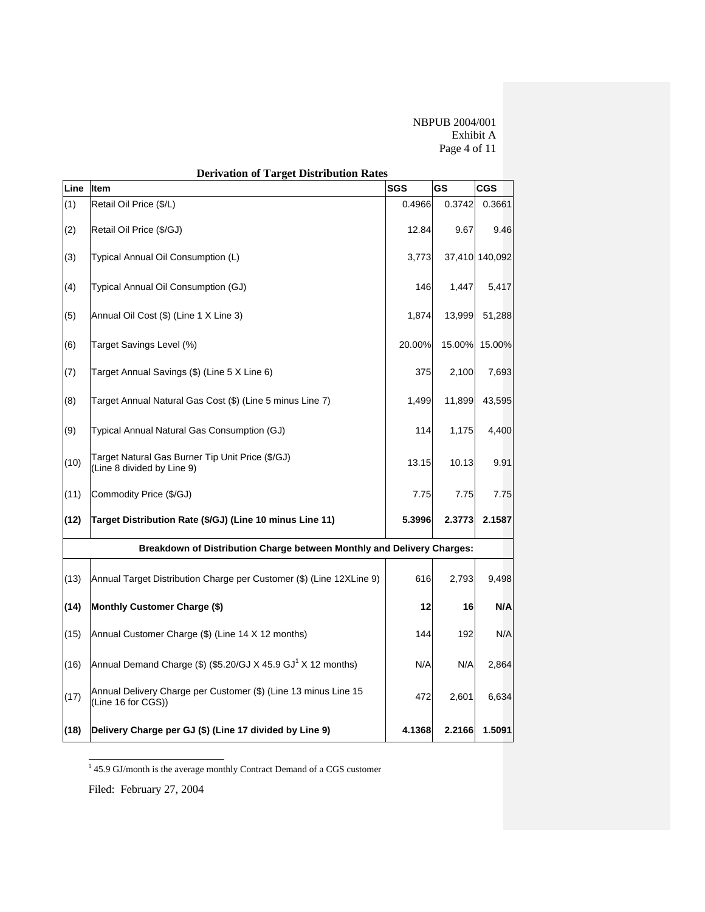NBPUB 2004/001
Exhibit A

## Derivation of Target Distribution Rates

| Line | Item | SGS | GS | CGS |
|---|---|---|---|---|
| (1) | Retail Oil Price ($/L) | 0.4966 | 0.3742 | 0.3661 |
| (2) | Retail Oil Price ($/GJ) | 12.84 | 9.67 | 9.46 |
| (3) | Typical Annual Oil Consumption (L) | 3,773 | 37,410 | 140,092 |
| (4) | Typical Annual Oil Consumption (GJ) | 146 | 1,447 | 5,417 |
| (5) | Annual Oil Cost ($) (Line 1 X Line 3) | 1,874 | 13,999 | 51,288 |
| (6) | Target Savings Level (%) | 20.00% | 15.00% | 15.00% |
| (7) | Target Annual Savings ($) (Line 5 X Line 6) | 375 | 2,100 | 7,693 |
| (8) | Target Annual Natural Gas Cost ($) (Line 5 minus Line 7) | 1,499 | 11,899 | 43,595 |
| (9) | Typical Annual Natural Gas Consumption (GJ) | 114 | 1,175 | 4,400 |
| (10) | Target Natural Gas Burner Tip Unit Price ($/GJ) (Line 8 divided by Line 9) | 13.15 | 10.13 | 9.91 |
| (11) | Commodity Price ($/GJ) | 7.75 | 7.75 | 7.75 |
| **(12)** | **Target Distribution Rate ($/GJ) (Line 10 minus Line 11)** | **5.3996** | **2.3773** | **2.1587** |
| | **Breakdown of Distribution Charge between Monthly and Delivery Charges:** | | | |
| (13) | Annual Target Distribution Charge per Customer ($) (Line 12XLine 9) | 616 | 2,793 | 9,498 |
| **(14)** | **Monthly Customer Charge ($)** | **12** | **16** | **N/A** |
| (15) | Annual Customer Charge ($) (Line 14 X 12 months) | 144 | 192 | N/A |
| (16) | Annual Demand Charge ($) ($5.20/GJ X 45.9 GJ[1] X 12 months) | N/A | N/A | 2,864 |
| (17) | Annual Delivery Charge per Customer ($) (Line 13 minus Line 15 (Line 16 for CGS)) | 472 | 2,601 | 6,634 |
| **(18)** | **Delivery Charge per GJ ($) (Line 17 divided by Line 9)** | **4.1368** | **2.2166** | **1.5091** |

[1] 45.9 GJ/month is the average monthly Contract Demand of a CGS customer

Filed: February 27, 2004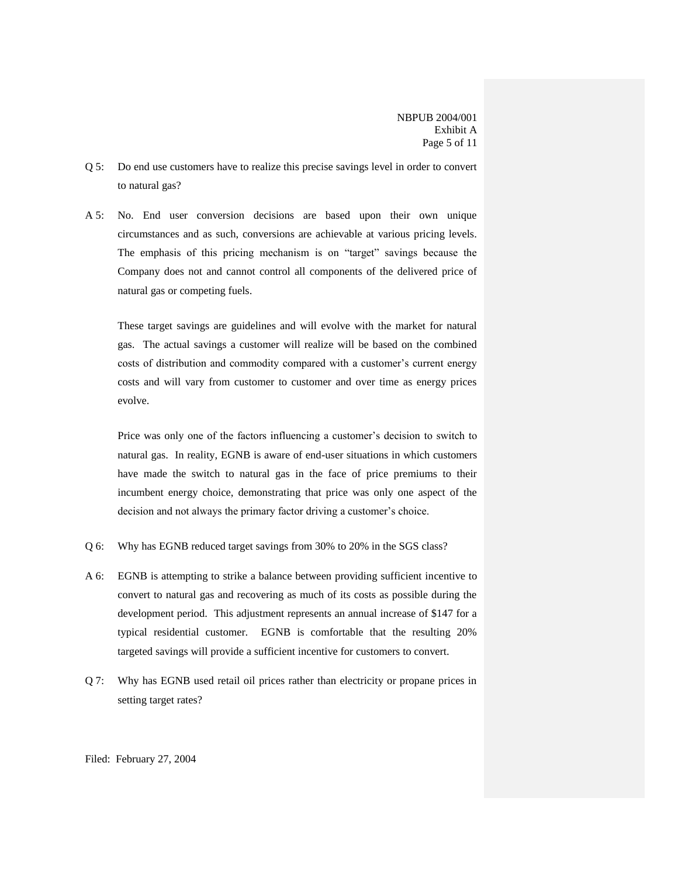Q 5: Do end use customers have to realize this precise savings level in order to convert to natural gas?

A 5: No. End user conversion decisions are based upon their own unique circumstances and as such, conversions are achievable at various pricing levels. The emphasis of this pricing mechanism is on "target" savings because the Company does not and cannot control all components of the delivered price of natural gas or competing fuels.

These target savings are guidelines and will evolve with the market for natural gas. The actual savings a customer will realize will be based on the combined costs of distribution and commodity compared with a customer's current energy costs and will vary from customer to customer and over time as energy prices evolve.

Price was only one of the factors influencing a customer's decision to switch to natural gas. In reality, EGNB is aware of end-user situations in which customers have made the switch to natural gas in the face of price premiums to their incumbent energy choice, demonstrating that price was only one aspect of the decision and not always the primary factor driving a customer's choice.

Q 6: Why has EGNB reduced target savings from 30% to 20% in the SGS class?

A 6: EGNB is attempting to strike a balance between providing sufficient incentive to convert to natural gas and recovering as much of its costs as possible during the development period. This adjustment represents an annual increase of $147 for a typical residential customer. EGNB is comfortable that the resulting 20% targeted savings will provide a sufficient incentive for customers to convert.

Q 7: Why has EGNB used retail oil prices rather than electricity or propane prices in setting target rates?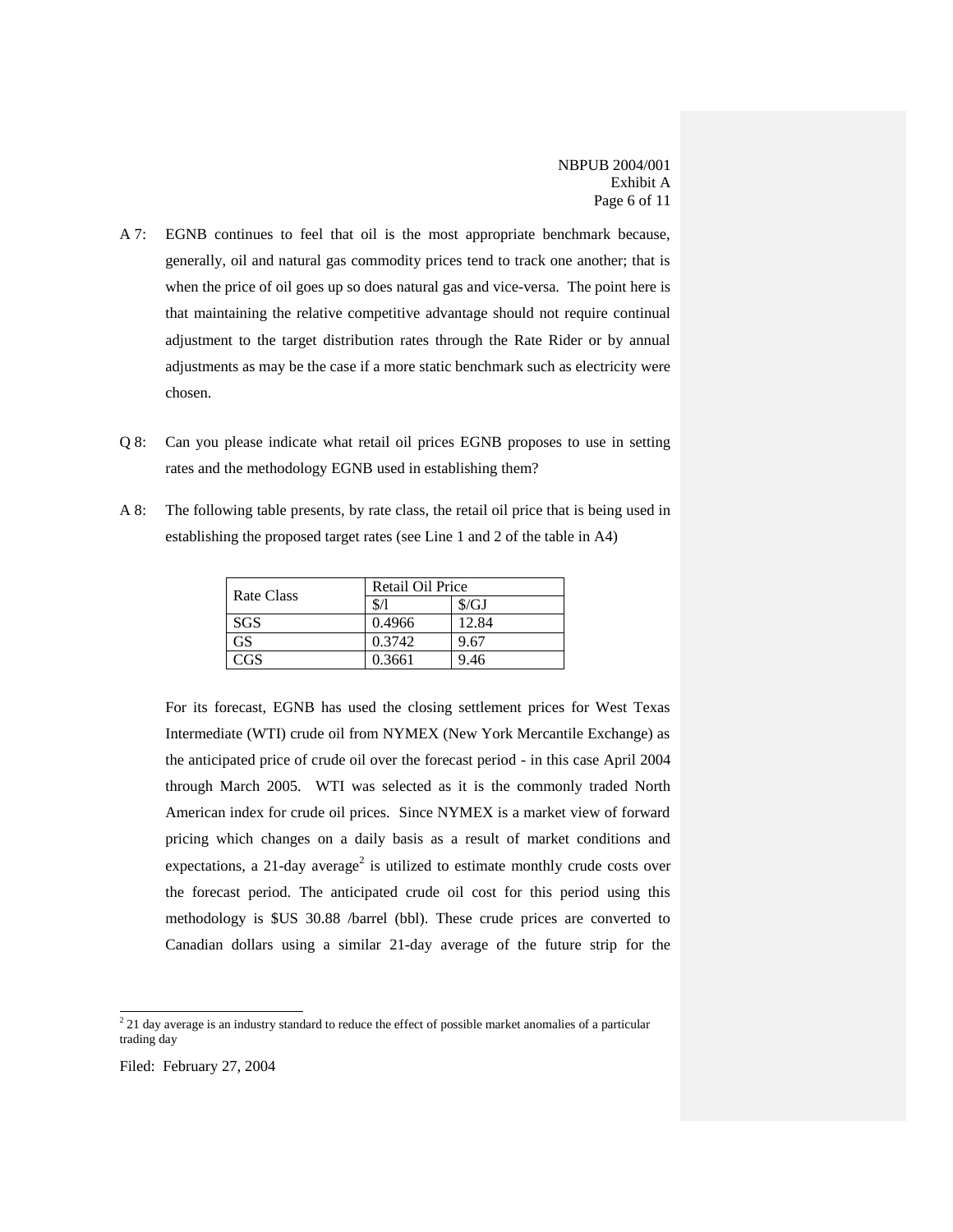A 7: EGNB continues to feel that oil is the most appropriate benchmark because, generally, oil and natural gas commodity prices tend to track one another; that is when the price of oil goes up so does natural gas and vice-versa. The point here is that maintaining the relative competitive advantage should not require continual adjustment to the target distribution rates through the Rate Rider or by annual adjustments as may be the case if a more static benchmark such as electricity were chosen.

Q 8: Can you please indicate what retail oil prices EGNB proposes to use in setting rates and the methodology EGNB used in establishing them?

A 8: The following table presents, by rate class, the retail oil price that is being used in establishing the proposed target rates (see Line 1 and 2 of the table in A4)

| Rate Class | Retail Oil Price | |
|---|---|---|
| | $/l | $/GJ |
| SGS | 0.4966 | 12.84 |
| GS | 0.3742 | 9.67 |
| CGS | 0.3661 | 9.46 |

For its forecast, EGNB has used the closing settlement prices for West Texas Intermediate (WTI) crude oil from NYMEX (New York Mercantile Exchange) as the anticipated price of crude oil over the forecast period - in this case April 2004 through March 2005. WTI was selected as it is the commonly traded North American index for crude oil prices. Since NYMEX is a market view of forward pricing which changes on a daily basis as a result of market conditions and expectations, a 21-day average[2] is utilized to estimate monthly crude costs over the forecast period. The anticipated crude oil cost for this period using this methodology is $US 30.88 /barrel (bbl). These crude prices are converted to Canadian dollars using a similar 21-day average of the future strip for the

[2] 21 day average is an industry standard to reduce the effect of possible market anomalies of a particular trading day

Filed: February 27, 2004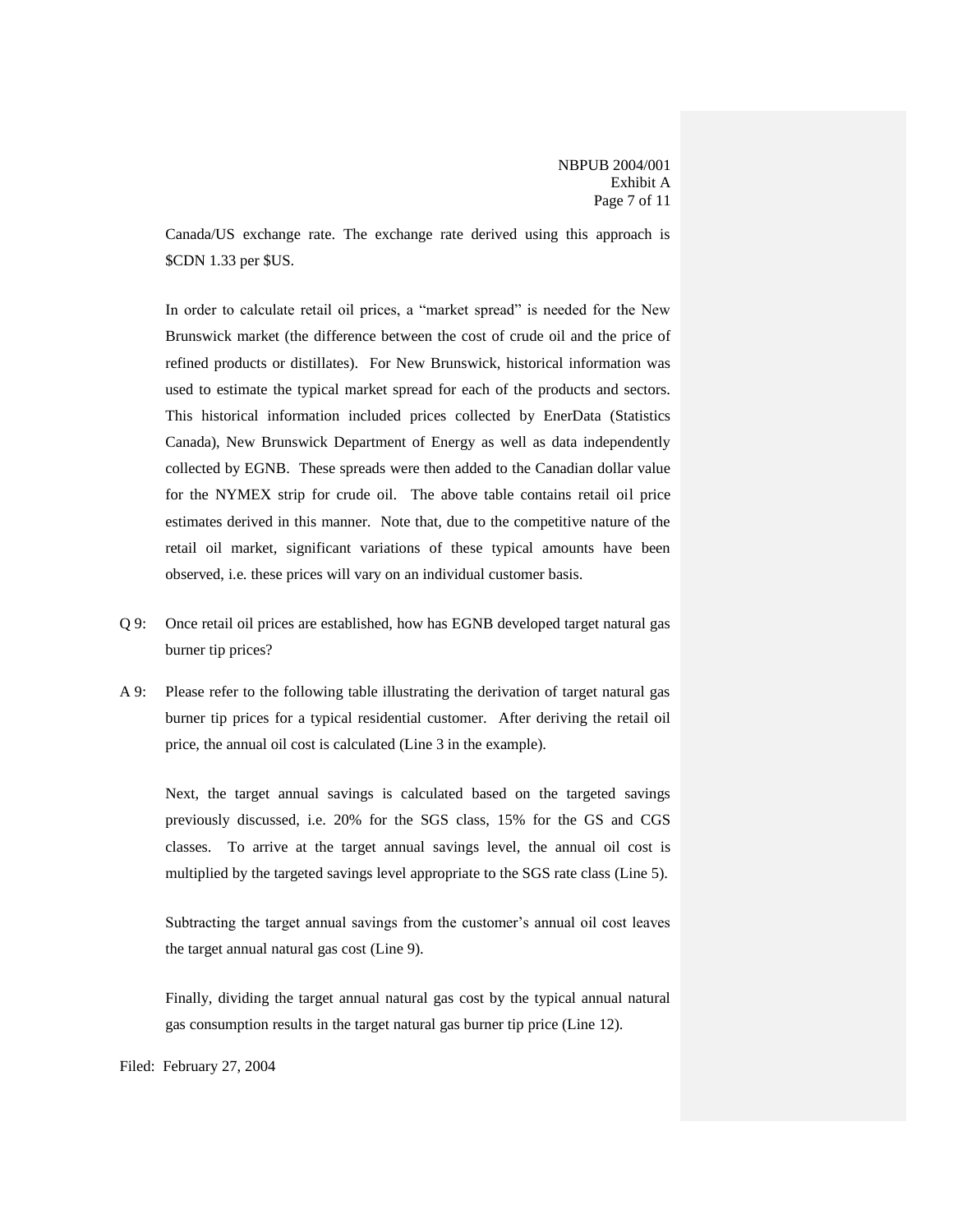Canada/US exchange rate. The exchange rate derived using this approach is $CDN 1.33 per $US.

In order to calculate retail oil prices, a "market spread" is needed for the New Brunswick market (the difference between the cost of crude oil and the price of refined products or distillates). For New Brunswick, historical information was used to estimate the typical market spread for each of the products and sectors. This historical information included prices collected by EnerData (Statistics Canada), New Brunswick Department of Energy as well as data independently collected by EGNB. These spreads were then added to the Canadian dollar value for the NYMEX strip for crude oil. The above table contains retail oil price estimates derived in this manner. Note that, due to the competitive nature of the retail oil market, significant variations of these typical amounts have been observed, i.e. these prices will vary on an individual customer basis.

Q 9: Once retail oil prices are established, how has EGNB developed target natural gas burner tip prices?

A 9: Please refer to the following table illustrating the derivation of target natural gas burner tip prices for a typical residential customer. After deriving the retail oil price, the annual oil cost is calculated (Line 3 in the example).

Next, the target annual savings is calculated based on the targeted savings previously discussed, i.e. 20% for the SGS class, 15% for the GS and CGS classes. To arrive at the target annual savings level, the annual oil cost is multiplied by the targeted savings level appropriate to the SGS rate class (Line 5).

Subtracting the target annual savings from the customer's annual oil cost leaves the target annual natural gas cost (Line 9).

Finally, dividing the target annual natural gas cost by the typical annual natural gas consumption results in the target natural gas burner tip price (Line 12).

Filed: February 27, 2004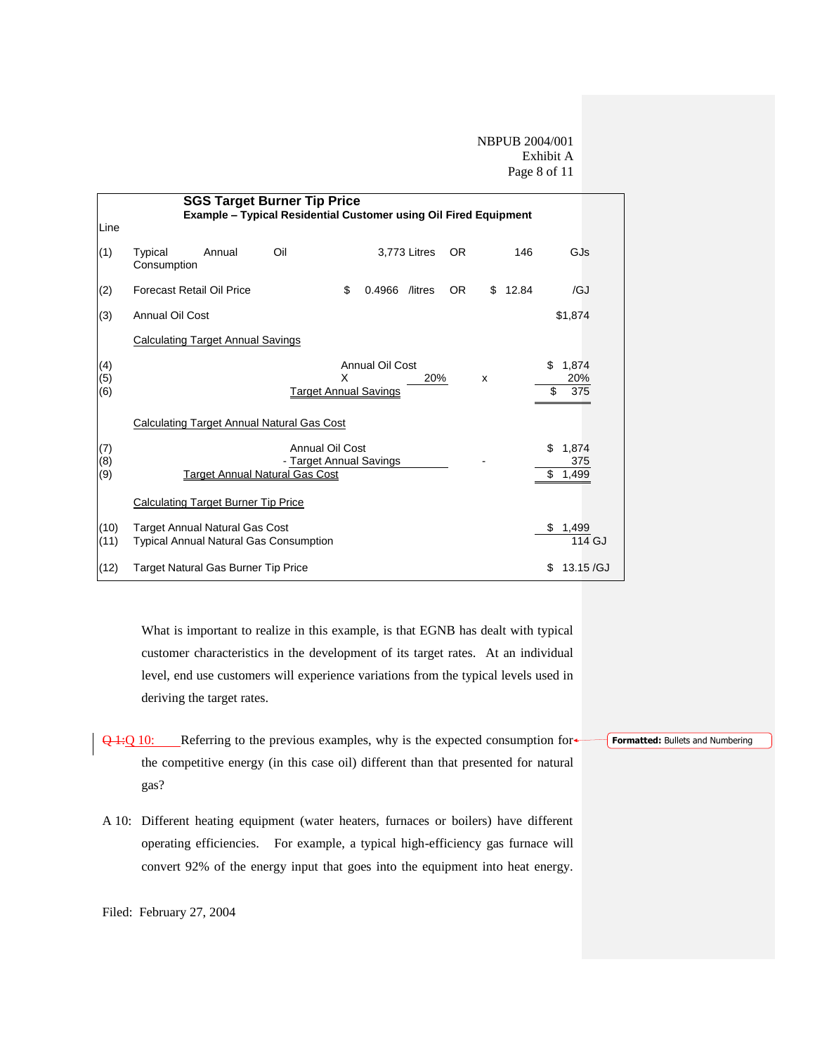**SGS Target Burner Tip Price**

**Example – Typical Residential Customer using Oil Fired Equipment**

| Line | | | | | |
|---|---|---|---|---|---|
| (1) | Typical Annual Oil Consumption | 3,773 Litres | OR | 146 | GJs |
| (2) | Forecast Retail Oil Price | $ 0.4966 /litres | OR | $ 12.84 | /GJ |
| (3) | Annual Oil Cost | | | | $1,874 |
| | Calculating Target Annual Savings | | | | |
| (4) | | Annual Oil Cost | | | $ 1,874 |
| (5) | | X 20% | | x | 20% |
| (6) | | Target Annual Savings | | | $ 375 |
| | Calculating Target Annual Natural Gas Cost | | | | |
| (7) | | Annual Oil Cost | | | $ 1,874 |
| (8) | | - Target Annual Savings | | - | 375 |
| (9) | Target Annual Natural Gas Cost | | | | $ 1,499 |
| | Calculating Target Burner Tip Price | | | | |
| (10) | Target Annual Natural Gas Cost | | | | $ 1,499 |
| (11) | Typical Annual Natural Gas Consumption | | | | 114 GJ |
| (12) | Target Natural Gas Burner Tip Price | | | | $ 13.15 /GJ |

What is important to realize in this example, is that EGNB has dealt with typical customer characteristics in the development of its target rates. At an individual level, end use customers will experience variations from the typical levels used in deriving the target rates.

Q 10: Referring to the previous examples, why is the expected consumption for the competitive energy (in this case oil) different than that presented for natural gas?

A 10: Different heating equipment (water heaters, furnaces or boilers) have different operating efficiencies. For example, a typical high-efficiency gas furnace will convert 92% of the energy input that goes into the equipment into heat energy.

Filed: February 27, 2004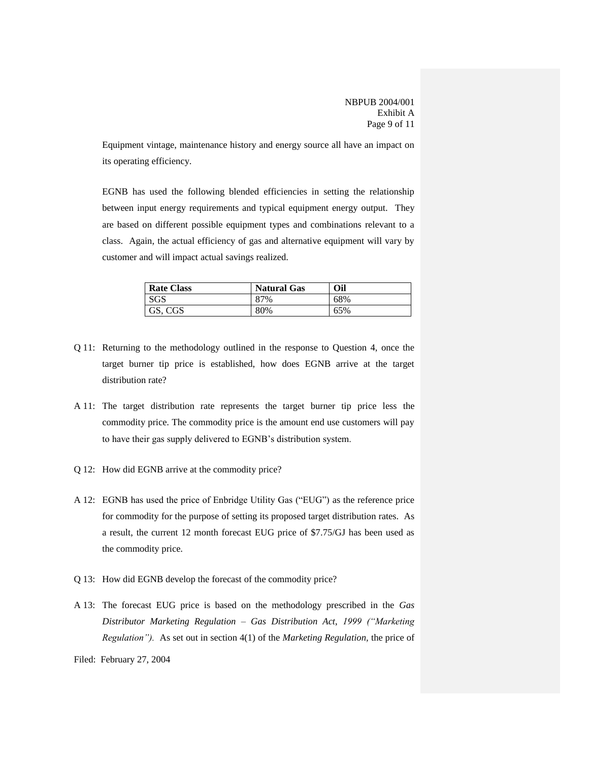Equipment vintage, maintenance history and energy source all have an impact on its operating efficiency.

EGNB has used the following blended efficiencies in setting the relationship between input energy requirements and typical equipment energy output. They are based on different possible equipment types and combinations relevant to a class. Again, the actual efficiency of gas and alternative equipment will vary by customer and will impact actual savings realized.

| Rate Class | Natural Gas | Oil |
|---|---|---|
| SGS | 87% | 68% |
| GS, CGS | 80% | 65% |

Q 11: Returning to the methodology outlined in the response to Question 4, once the target burner tip price is established, how does EGNB arrive at the target distribution rate?

A 11: The target distribution rate represents the target burner tip price less the commodity price. The commodity price is the amount end use customers will pay to have their gas supply delivered to EGNB's distribution system.

Q 12: How did EGNB arrive at the commodity price?

A 12: EGNB has used the price of Enbridge Utility Gas ("EUG") as the reference price for commodity for the purpose of setting its proposed target distribution rates. As a result, the current 12 month forecast EUG price of $7.75/GJ has been used as the commodity price.

Q 13: How did EGNB develop the forecast of the commodity price?

A 13: The forecast EUG price is based on the methodology prescribed in the *Gas Distributor Marketing Regulation – Gas Distribution Act, 1999 ("Marketing Regulation").* As set out in section 4(1) of the *Marketing Regulation*, the price of

Filed: February 27, 2004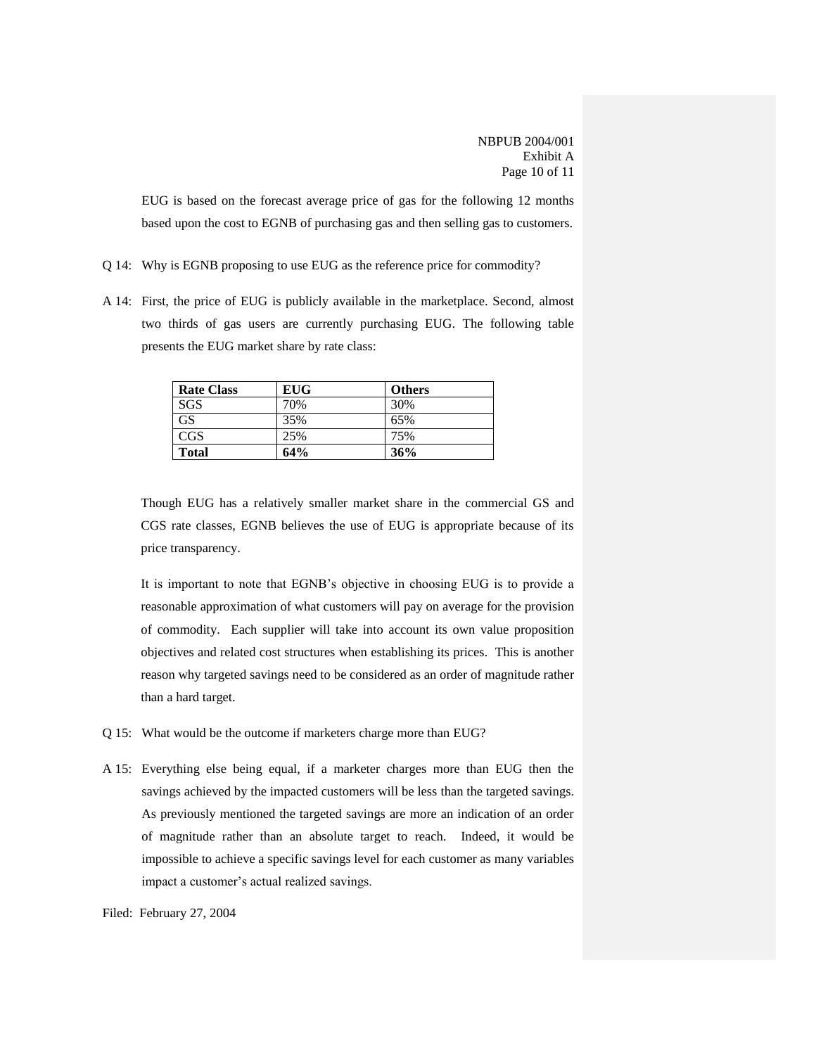EUG is based on the forecast average price of gas for the following 12 months based upon the cost to EGNB of purchasing gas and then selling gas to customers.

Q 14: Why is EGNB proposing to use EUG as the reference price for commodity?

A 14: First, the price of EUG is publicly available in the marketplace. Second, almost two thirds of gas users are currently purchasing EUG. The following table presents the EUG market share by rate class:

| Rate Class | EUG | Others |
|---|---|---|
| SGS | 70% | 30% |
| GS | 35% | 65% |
| CGS | 25% | 75% |
| **Total** | **64%** | **36%** |

Though EUG has a relatively smaller market share in the commercial GS and CGS rate classes, EGNB believes the use of EUG is appropriate because of its price transparency.

It is important to note that EGNB's objective in choosing EUG is to provide a reasonable approximation of what customers will pay on average for the provision of commodity. Each supplier will take into account its own value proposition objectives and related cost structures when establishing its prices. This is another reason why targeted savings need to be considered as an order of magnitude rather than a hard target.

Q 15: What would be the outcome if marketers charge more than EUG?

A 15: Everything else being equal, if a marketer charges more than EUG then the savings achieved by the impacted customers will be less than the targeted savings. As previously mentioned the targeted savings are more an indication of an order of magnitude rather than an absolute target to reach. Indeed, it would be impossible to achieve a specific savings level for each customer as many variables impact a customer's actual realized savings.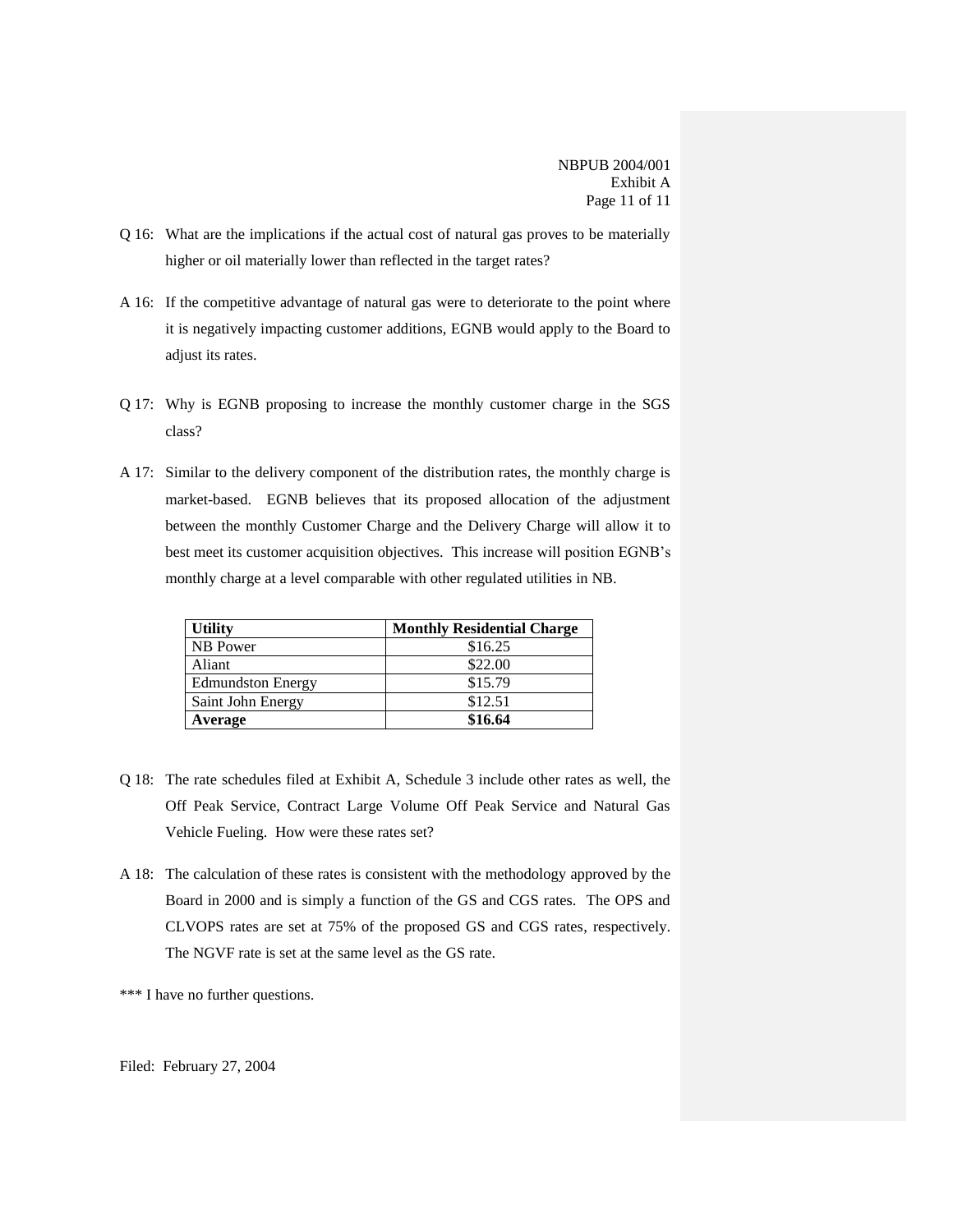Q 16: What are the implications if the actual cost of natural gas proves to be materially higher or oil materially lower than reflected in the target rates?

A 16: If the competitive advantage of natural gas were to deteriorate to the point where it is negatively impacting customer additions, EGNB would apply to the Board to adjust its rates.

Q 17: Why is EGNB proposing to increase the monthly customer charge in the SGS class?

A 17: Similar to the delivery component of the distribution rates, the monthly charge is market-based. EGNB believes that its proposed allocation of the adjustment between the monthly Customer Charge and the Delivery Charge will allow it to best meet its customer acquisition objectives. This increase will position EGNB's monthly charge at a level comparable with other regulated utilities in NB.

| Utility | Monthly Residential Charge |
|---|---|
| NB Power | \$16.25 |
| Aliant | \$22.00 |
| Edmundston Energy | \$15.79 |
| Saint John Energy | \$12.51 |
| **Average** | **\$16.64** |

Q 18: The rate schedules filed at Exhibit A, Schedule 3 include other rates as well, the Off Peak Service, Contract Large Volume Off Peak Service and Natural Gas Vehicle Fueling. How were these rates set?

A 18: The calculation of these rates is consistent with the methodology approved by the Board in 2000 and is simply a function of the GS and CGS rates. The OPS and CLVOPS rates are set at 75% of the proposed GS and CGS rates, respectively. The NGVF rate is set at the same level as the GS rate.

*** I have no further questions.

Filed: February 27, 2004